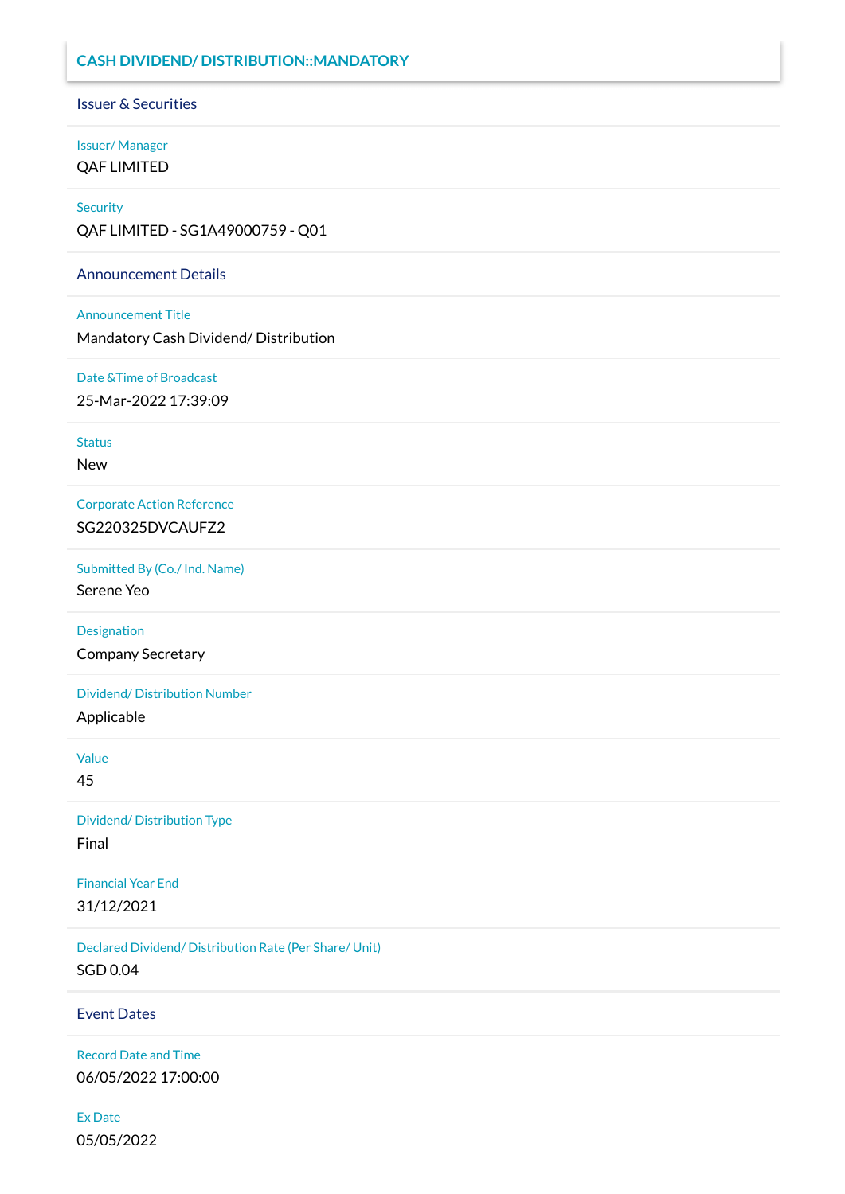# CASH DIVIDEND/ DISTRIBUTION::MANDATORY

## Issuer & Securities

**Issuer/ Manager**
QAF LIMITED

**Security**
QAF LIMITED - SG1A49000759 - Q01

## Announcement Details

**Announcement Title**
Mandatory Cash Dividend/ Distribution

**Date &Time of Broadcast**
25-Mar-2022 17:39:09

**Status**
New

**Corporate Action Reference**
SG220325DVCAUFZ2

**Submitted By (Co./ Ind. Name)**
Serene Yeo

**Designation**
Company Secretary

**Dividend/ Distribution Number**
Applicable

**Value**
45

**Dividend/ Distribution Type**
Final

**Financial Year End**
31/12/2021

**Declared Dividend/ Distribution Rate (Per Share/ Unit)**
SGD 0.04

## Event Dates

**Record Date and Time**
06/05/2022 17:00:00

**Ex Date**
05/05/2022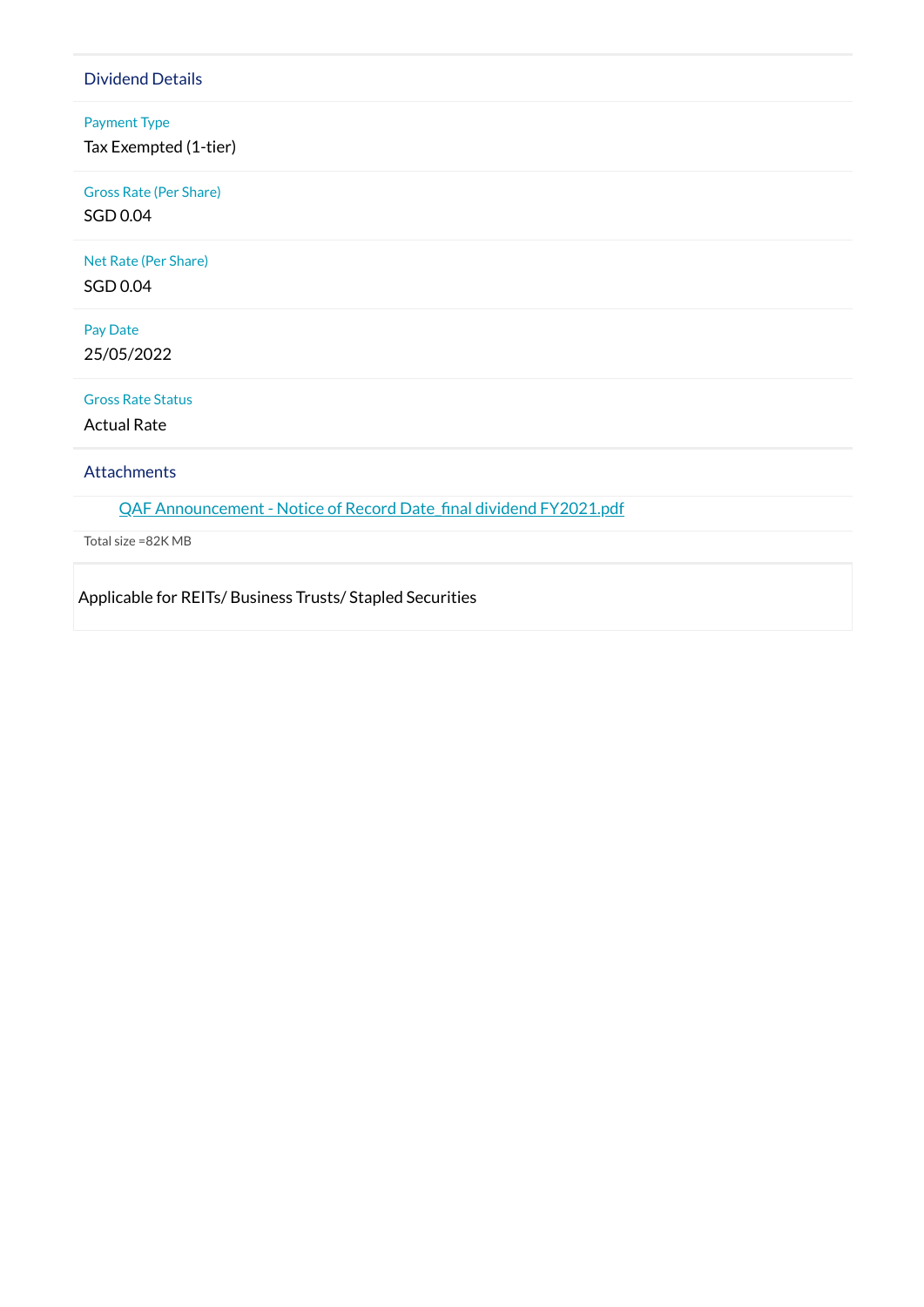## Dividend Details

**Payment Type**
Tax Exempted (1-tier)

**Gross Rate (Per Share)**
SGD 0.04

**Net Rate (Per Share)**
SGD 0.04

**Pay Date**
25/05/2022

**Gross Rate Status**
Actual Rate

## Attachments

[QAF Announcement - Notice of Record Date_final dividend FY2021.pdf]

Total size =82K MB

Applicable for REITs/ Business Trusts/ Stapled Securities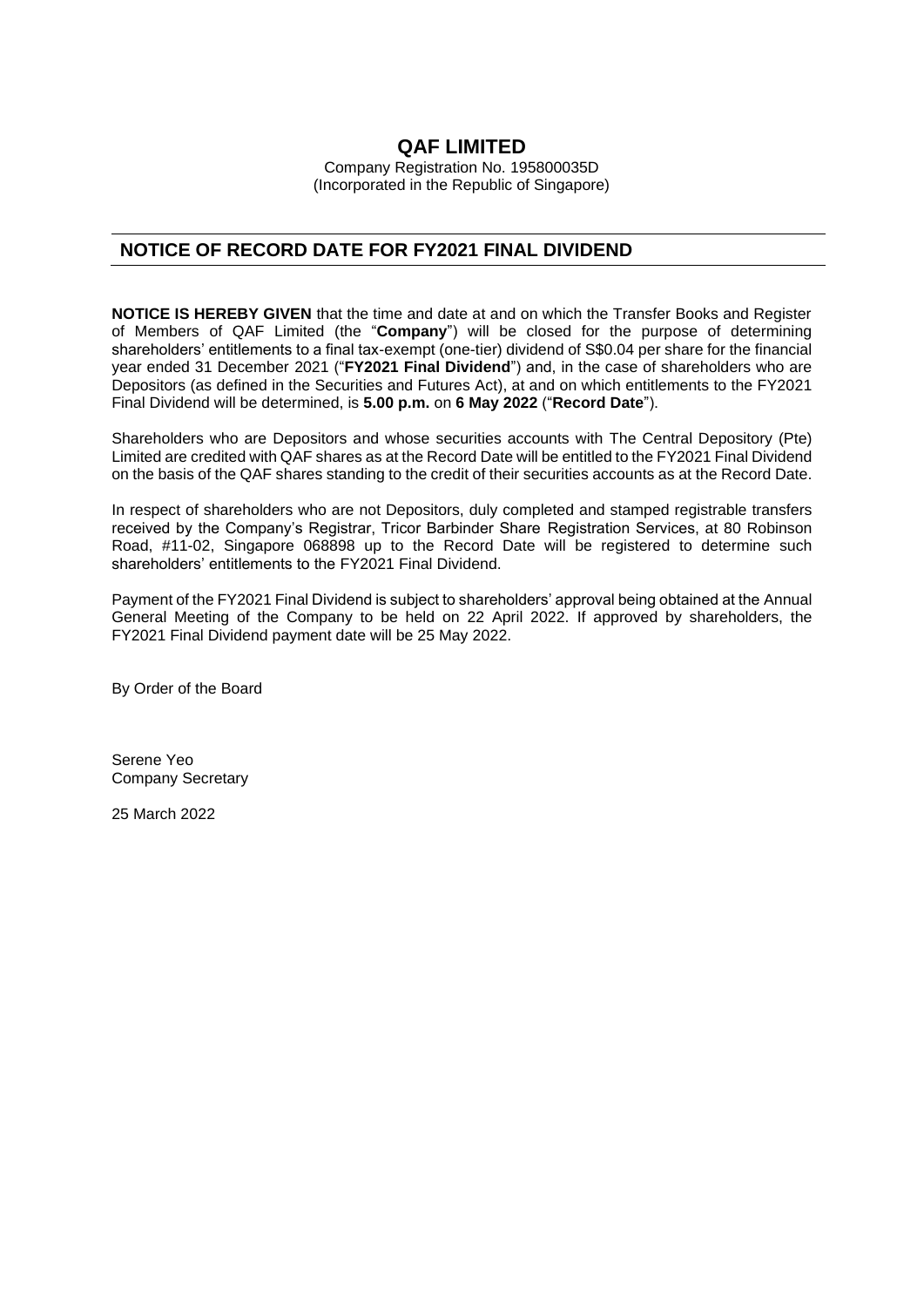# QAF LIMITED

Company Registration No. 195800035D
(Incorporated in the Republic of Singapore)

## NOTICE OF RECORD DATE FOR FY2021 FINAL DIVIDEND

**NOTICE IS HEREBY GIVEN** that the time and date at and on which the Transfer Books and Register of Members of QAF Limited (the "**Company**") will be closed for the purpose of determining shareholders' entitlements to a final tax-exempt (one-tier) dividend of S$0.04 per share for the financial year ended 31 December 2021 ("**FY2021 Final Dividend**") and, in the case of shareholders who are Depositors (as defined in the Securities and Futures Act), at and on which entitlements to the FY2021 Final Dividend will be determined, is **5.00 p.m.** on **6 May 2022** ("**Record Date**").

Shareholders who are Depositors and whose securities accounts with The Central Depository (Pte) Limited are credited with QAF shares as at the Record Date will be entitled to the FY2021 Final Dividend on the basis of the QAF shares standing to the credit of their securities accounts as at the Record Date.

In respect of shareholders who are not Depositors, duly completed and stamped registrable transfers received by the Company's Registrar, Tricor Barbinder Share Registration Services, at 80 Robinson Road, #11-02, Singapore 068898 up to the Record Date will be registered to determine such shareholders' entitlements to the FY2021 Final Dividend.

Payment of the FY2021 Final Dividend is subject to shareholders' approval being obtained at the Annual General Meeting of the Company to be held on 22 April 2022. If approved by shareholders, the FY2021 Final Dividend payment date will be 25 May 2022.

By Order of the Board

Serene Yeo
Company Secretary

25 March 2022